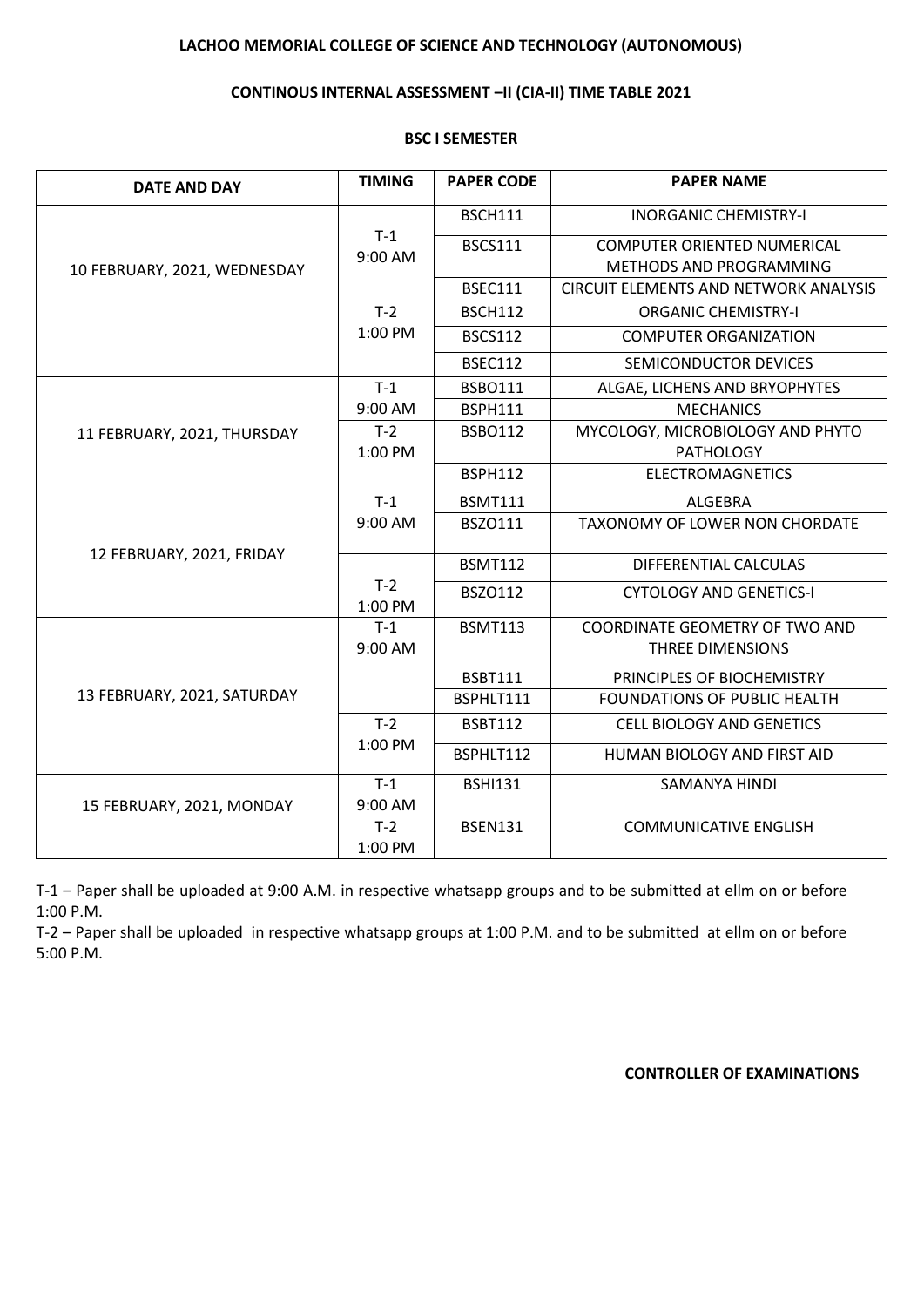**LACHOO MEMORIAL COLLEGE OF SCIENCE AND TECHNOLOGY (AUTONOMOUS)**

**CONTINOUS INTERNAL ASSESSMENT –II (CIA-II) TIME TABLE 2021**

**BSC I SEMESTER**

| DATE AND DAY | TIMING | PAPER CODE | PAPER NAME |
|---|---|---|---|
| 10 FEBRUARY, 2021, WEDNESDAY | T-1 9:00 AM | BSCH111 | INORGANIC CHEMISTRY-I |
| | | BSCS111 | COMPUTER ORIENTED NUMERICAL METHODS AND PROGRAMMING |
| | | BSEC111 | CIRCUIT ELEMENTS AND NETWORK ANALYSIS |
| | T-2 1:00 PM | BSCH112 | ORGANIC CHEMISTRY-I |
| | | BSCS112 | COMPUTER ORGANIZATION |
| | | BSEC112 | SEMICONDUCTOR DEVICES |
| 11 FEBRUARY, 2021, THURSDAY | T-1 9:00 AM | BSBO111 | ALGAE, LICHENS AND BRYOPHYTES |
| | | BSPH111 | MECHANICS |
| | T-2 1:00 PM | BSBO112 | MYCOLOGY, MICROBIOLOGY AND PHYTO PATHOLOGY |
| | | BSPH112 | ELECTROMAGNETICS |
| 12 FEBRUARY, 2021, FRIDAY | T-1 9:00 AM | BSMT111 | ALGEBRA |
| | | BSZO111 | TAXONOMY OF LOWER NON CHORDATE |
| | T-2 1:00 PM | BSMT112 | DIFFERENTIAL CALCULAS |
| | | BSZO112 | CYTOLOGY AND GENETICS-I |
| 13 FEBRUARY, 2021, SATURDAY | T-1 9:00 AM | BSMT113 | COORDINATE GEOMETRY OF TWO AND THREE DIMENSIONS |
| | | BSBT111 | PRINCIPLES OF BIOCHEMISTRY |
| | | BSPHLT111 | FOUNDATIONS OF PUBLIC HEALTH |
| | T-2 1:00 PM | BSBT112 | CELL BIOLOGY AND GENETICS |
| | | BSPHLT112 | HUMAN BIOLOGY AND FIRST AID |
| 15 FEBRUARY, 2021, MONDAY | T-1 9:00 AM | BSHI131 | SAMANYA HINDI |
| | T-2 1:00 PM | BSEN131 | COMMUNICATIVE ENGLISH |

T-1 – Paper shall be uploaded at 9:00 A.M. in respective whatsapp groups and to be submitted at ellm on or before 1:00 P.M.

T-2 – Paper shall be uploaded in respective whatsapp groups at 1:00 P.M. and to be submitted at ellm on or before 5:00 P.M.

**CONTROLLER OF EXAMINATIONS**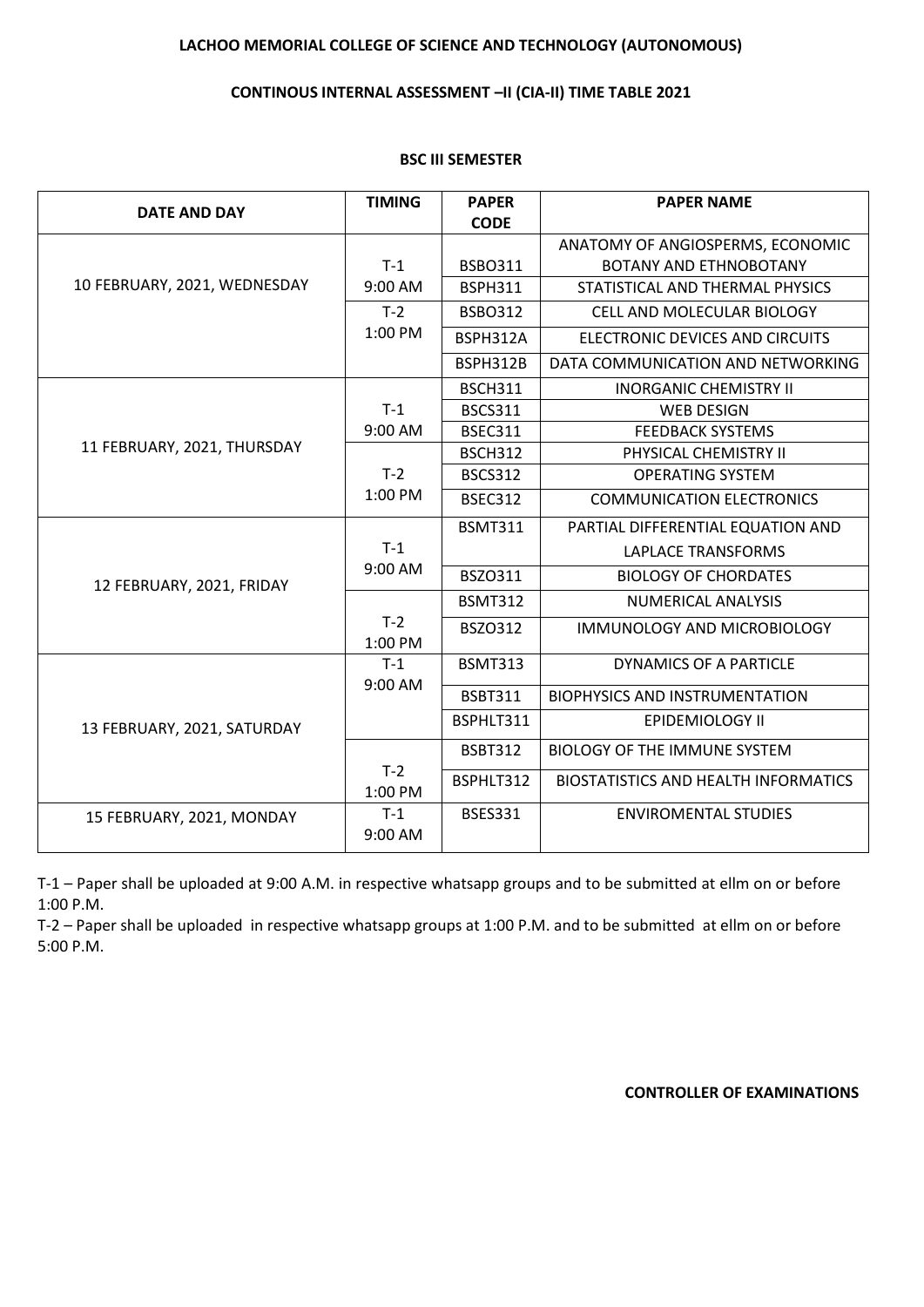**LACHOO MEMORIAL COLLEGE OF SCIENCE AND TECHNOLOGY (AUTONOMOUS)**

**CONTINOUS INTERNAL ASSESSMENT –II (CIA-II) TIME TABLE 2021**

**BSC III SEMESTER**

| DATE AND DAY | TIMING | PAPER CODE | PAPER NAME |
|---|---|---|---|
| 10 FEBRUARY, 2021, WEDNESDAY | T-1 9:00 AM | BSBO311 | ANATOMY OF ANGIOSPERMS, ECONOMIC BOTANY AND ETHNOBOTANY |
| | | BSPH311 | STATISTICAL AND THERMAL PHYSICS |
| | T-2 1:00 PM | BSBO312 | CELL AND MOLECULAR BIOLOGY |
| | | BSPH312A | ELECTRONIC DEVICES AND CIRCUITS |
| | | BSPH312B | DATA COMMUNICATION AND NETWORKING |
| 11 FEBRUARY, 2021, THURSDAY | T-1 9:00 AM | BSCH311 | INORGANIC CHEMISTRY II |
| | | BSCS311 | WEB DESIGN |
| | | BSEC311 | FEEDBACK SYSTEMS |
| | T-2 1:00 PM | BSCH312 | PHYSICAL CHEMISTRY II |
| | | BSCS312 | OPERATING SYSTEM |
| | | BSEC312 | COMMUNICATION ELECTRONICS |
| 12 FEBRUARY, 2021, FRIDAY | T-1 9:00 AM | BSMT311 | PARTIAL DIFFERENTIAL EQUATION AND LAPLACE TRANSFORMS |
| | | BSZO311 | BIOLOGY OF CHORDATES |
| | T-2 1:00 PM | BSMT312 | NUMERICAL ANALYSIS |
| | | BSZO312 | IMMUNOLOGY AND MICROBIOLOGY |
| 13 FEBRUARY, 2021, SATURDAY | T-1 9:00 AM | BSMT313 | DYNAMICS OF A PARTICLE |
| | | BSBT311 | BIOPHYSICS AND INSTRUMENTATION |
| | | BSPHLT311 | EPIDEMIOLOGY II |
| | T-2 1:00 PM | BSBT312 | BIOLOGY OF THE IMMUNE SYSTEM |
| | | BSPHLT312 | BIOSTATISTICS AND HEALTH INFORMATICS |
| 15 FEBRUARY, 2021, MONDAY | T-1 9:00 AM | BSES331 | ENVIROMENTAL STUDIES |

T-1 – Paper shall be uploaded at 9:00 A.M. in respective whatsapp groups and to be submitted at ellm on or before 1:00 P.M.

T-2 – Paper shall be uploaded in respective whatsapp groups at 1:00 P.M. and to be submitted at ellm on or before 5:00 P.M.

**CONTROLLER OF EXAMINATIONS**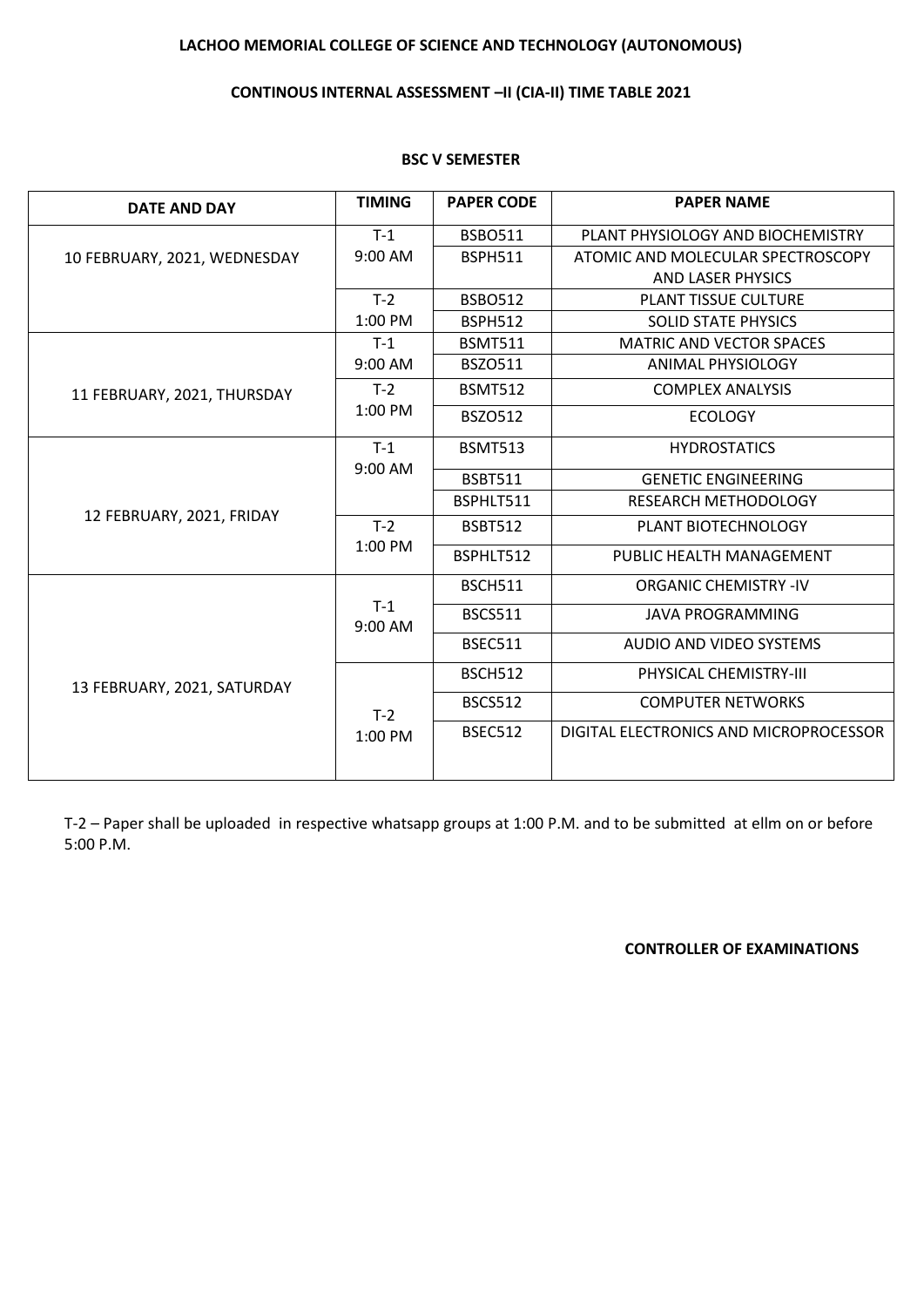**LACHOO MEMORIAL COLLEGE OF SCIENCE AND TECHNOLOGY (AUTONOMOUS)**

**CONTINOUS INTERNAL ASSESSMENT –II (CIA-II) TIME TABLE 2021**

**BSC V SEMESTER**

| DATE AND DAY | TIMING | PAPER CODE | PAPER NAME |
|---|---|---|---|
| 10 FEBRUARY, 2021, WEDNESDAY | T-1 9:00 AM | BSBO511 | PLANT PHYSIOLOGY AND BIOCHEMISTRY |
| | | BSPH511 | ATOMIC AND MOLECULAR SPECTROSCOPY AND LASER PHYSICS |
| | T-2 1:00 PM | BSBO512 | PLANT TISSUE CULTURE |
| | | BSPH512 | SOLID STATE PHYSICS |
| 11 FEBRUARY, 2021, THURSDAY | T-1 9:00 AM | BSMT511 | MATRIC AND VECTOR SPACES |
| | | BSZO511 | ANIMAL PHYSIOLOGY |
| | T-2 1:00 PM | BSMT512 | COMPLEX ANALYSIS |
| | | BSZO512 | ECOLOGY |
| 12 FEBRUARY, 2021, FRIDAY | T-1 9:00 AM | BSMT513 | HYDROSTATICS |
| | | BSBT511 | GENETIC ENGINEERING |
| | | BSPHLT511 | RESEARCH METHODOLOGY |
| | T-2 1:00 PM | BSBT512 | PLANT BIOTECHNOLOGY |
| | | BSPHLT512 | PUBLIC HEALTH MANAGEMENT |
| 13 FEBRUARY, 2021, SATURDAY | T-1 9:00 AM | BSCH511 | ORGANIC CHEMISTRY -IV |
| | | BSCS511 | JAVA PROGRAMMING |
| | | BSEC511 | AUDIO AND VIDEO SYSTEMS |
| | T-2 1:00 PM | BSCH512 | PHYSICAL CHEMISTRY-III |
| | | BSCS512 | COMPUTER NETWORKS |
| | | BSEC512 | DIGITAL ELECTRONICS AND MICROPROCESSOR |

T-2 – Paper shall be uploaded in respective whatsapp groups at 1:00 P.M. and to be submitted at ellm on or before 5:00 P.M.

**CONTROLLER OF EXAMINATIONS**